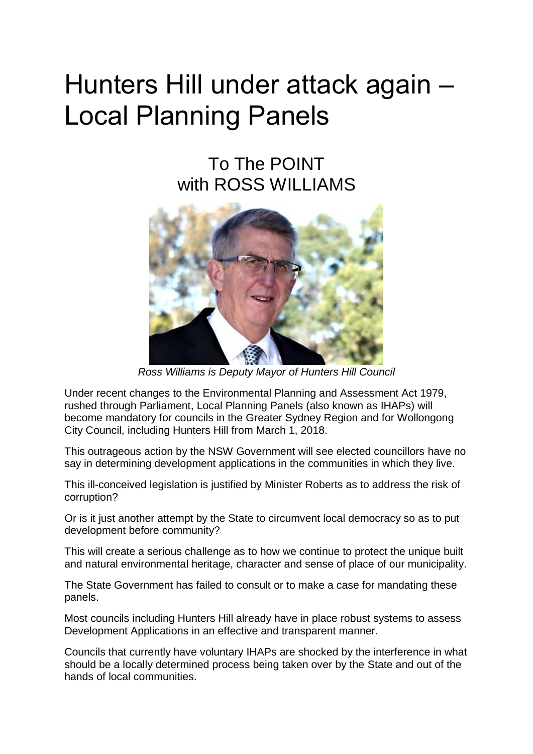# Hunters Hill under attack again – Local Planning Panels

## To The POINT with ROSS WILLIAMS

*Ross Williams is Deputy Mayor of Hunters Hill Council*

Under recent changes to the Environmental Planning and Assessment Act 1979, rushed through Parliament, Local Planning Panels (also known as IHAPs) will become mandatory for councils in the Greater Sydney Region and for Wollongong City Council, including Hunters Hill from March 1, 2018.

This outrageous action by the NSW Government will see elected councillors have no say in determining development applications in the communities in which they live.

This ill-conceived legislation is justified by Minister Roberts as to address the risk of corruption?

Or is it just another attempt by the State to circumvent local democracy so as to put development before community?

This will create a serious challenge as to how we continue to protect the unique built and natural environmental heritage, character and sense of place of our municipality.

The State Government has failed to consult or to make a case for mandating these panels.

Most councils including Hunters Hill already have in place robust systems to assess Development Applications in an effective and transparent manner.

Councils that currently have voluntary IHAPs are shocked by the interference in what should be a locally determined process being taken over by the State and out of the hands of local communities.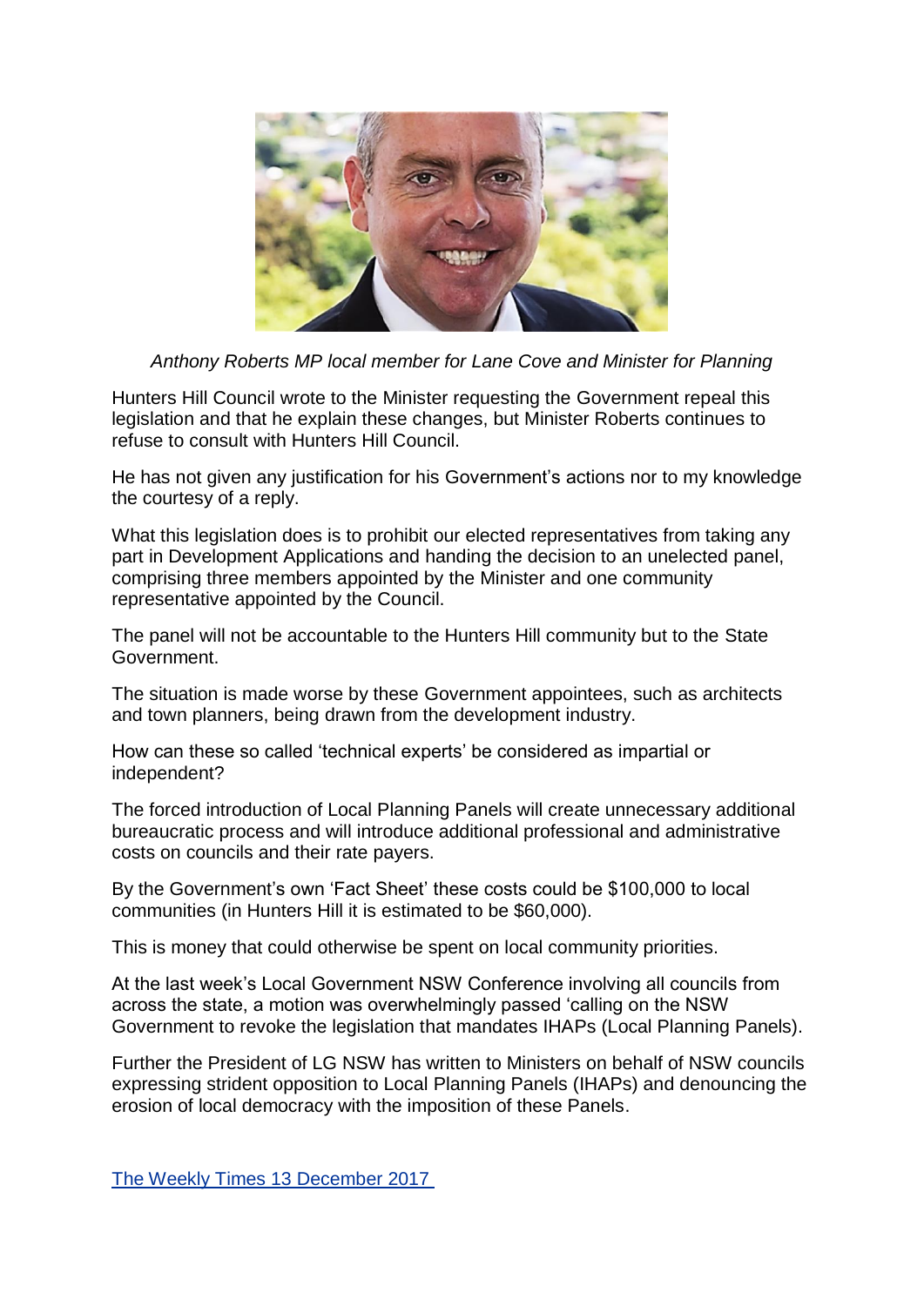*Anthony Roberts MP local member for Lane Cove and Minister for Planning*

Hunters Hill Council wrote to the Minister requesting the Government repeal this legislation and that he explain these changes, but Minister Roberts continues to refuse to consult with Hunters Hill Council.

He has not given any justification for his Government's actions nor to my knowledge the courtesy of a reply.

What this legislation does is to prohibit our elected representatives from taking any part in Development Applications and handing the decision to an unelected panel, comprising three members appointed by the Minister and one community representative appointed by the Council.

The panel will not be accountable to the Hunters Hill community but to the State Government.

The situation is made worse by these Government appointees, such as architects and town planners, being drawn from the development industry.

How can these so called 'technical experts' be considered as impartial or independent?

The forced introduction of Local Planning Panels will create unnecessary additional bureaucratic process and will introduce additional professional and administrative costs on councils and their rate payers.

By the Government's own 'Fact Sheet' these costs could be $100,000 to local communities (in Hunters Hill it is estimated to be $60,000).

This is money that could otherwise be spent on local community priorities.

At the last week's Local Government NSW Conference involving all councils from across the state, a motion was overwhelmingly passed 'calling on the NSW Government to revoke the legislation that mandates IHAPs (Local Planning Panels).

Further the President of LG NSW has written to Ministers on behalf of NSW councils expressing strident opposition to Local Planning Panels (IHAPs) and denouncing the erosion of local democracy with the imposition of these Panels.

The Weekly Times 13 December 2017